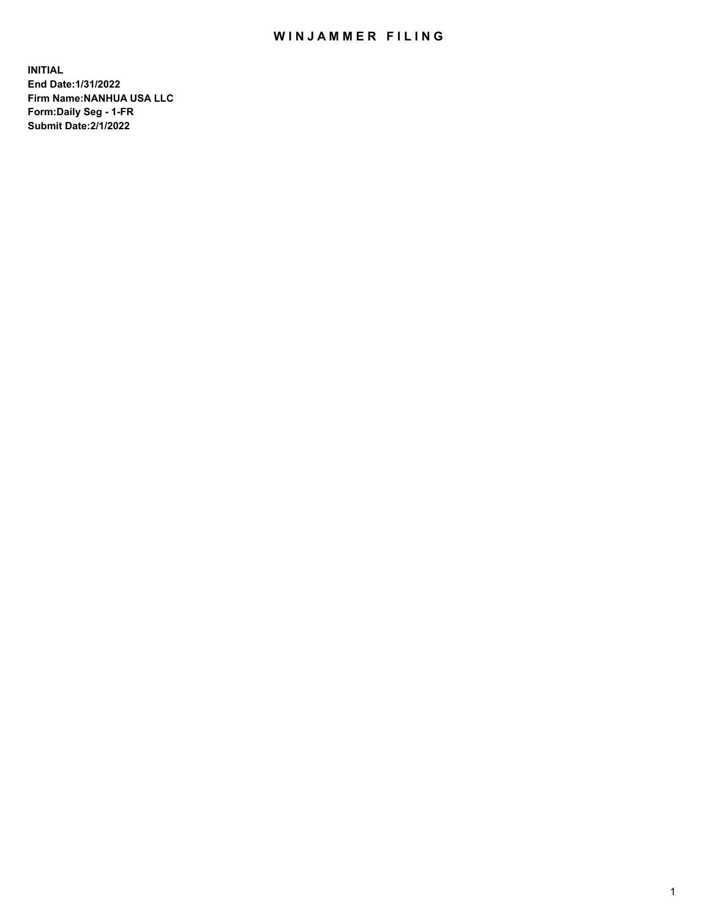# WINJAMMER FILING

**INITIAL**
**End Date:1/31/2022**
**Firm Name:NANHUA USA LLC**
**Form:Daily Seg - 1-FR**
**Submit Date:2/1/2022**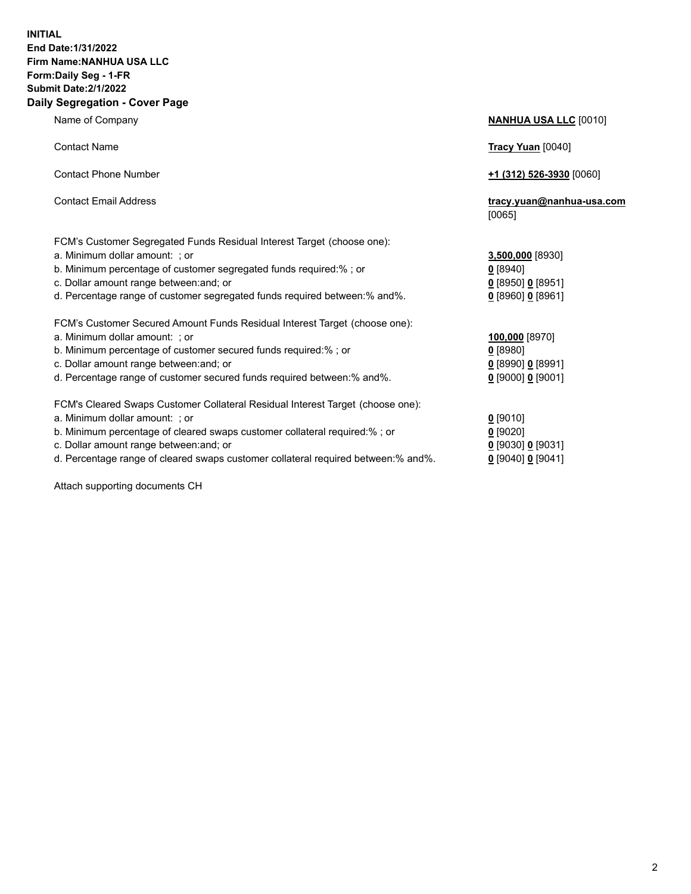**INITIAL**
**End Date:1/31/2022**
**Firm Name:NANHUA USA LLC**
**Form:Daily Seg - 1-FR**
**Submit Date:2/1/2022**

## Daily Segregation - Cover Page

| | |
|---|---|
| Name of Company | **NANHUA USA LLC** [0010] |
| Contact Name | **Tracy Yuan** [0040] |
| Contact Phone Number | **+1 (312) 526-3930** [0060] |
| Contact Email Address | **tracy.yuan@nanhua-usa.com** [0065] |

FCM's Customer Segregated Funds Residual Interest Target (choose one):

| | |
|---|---|
| a. Minimum dollar amount: ; or | **3,500,000** [8930] |
| b. Minimum percentage of customer segregated funds required:% ; or | **0** [8940] |
| c. Dollar amount range between:and; or | **0** [8950] **0** [8951] |
| d. Percentage range of customer segregated funds required between:% and%. | **0** [8960] **0** [8961] |

FCM's Customer Secured Amount Funds Residual Interest Target (choose one):

| | |
|---|---|
| a. Minimum dollar amount: ; or | **100,000** [8970] |
| b. Minimum percentage of customer secured funds required:% ; or | **0** [8980] |
| c. Dollar amount range between:and; or | **0** [8990] **0** [8991] |
| d. Percentage range of customer secured funds required between:% and%. | **0** [9000] **0** [9001] |

FCM's Cleared Swaps Customer Collateral Residual Interest Target (choose one):

| | |
|---|---|
| a. Minimum dollar amount: ; or | **0** [9010] |
| b. Minimum percentage of cleared swaps customer collateral required:% ; or | **0** [9020] |
| c. Dollar amount range between:and; or | **0** [9030] **0** [9031] |
| d. Percentage range of cleared swaps customer collateral required between:% and%. | **0** [9040] **0** [9041] |

Attach supporting documents CH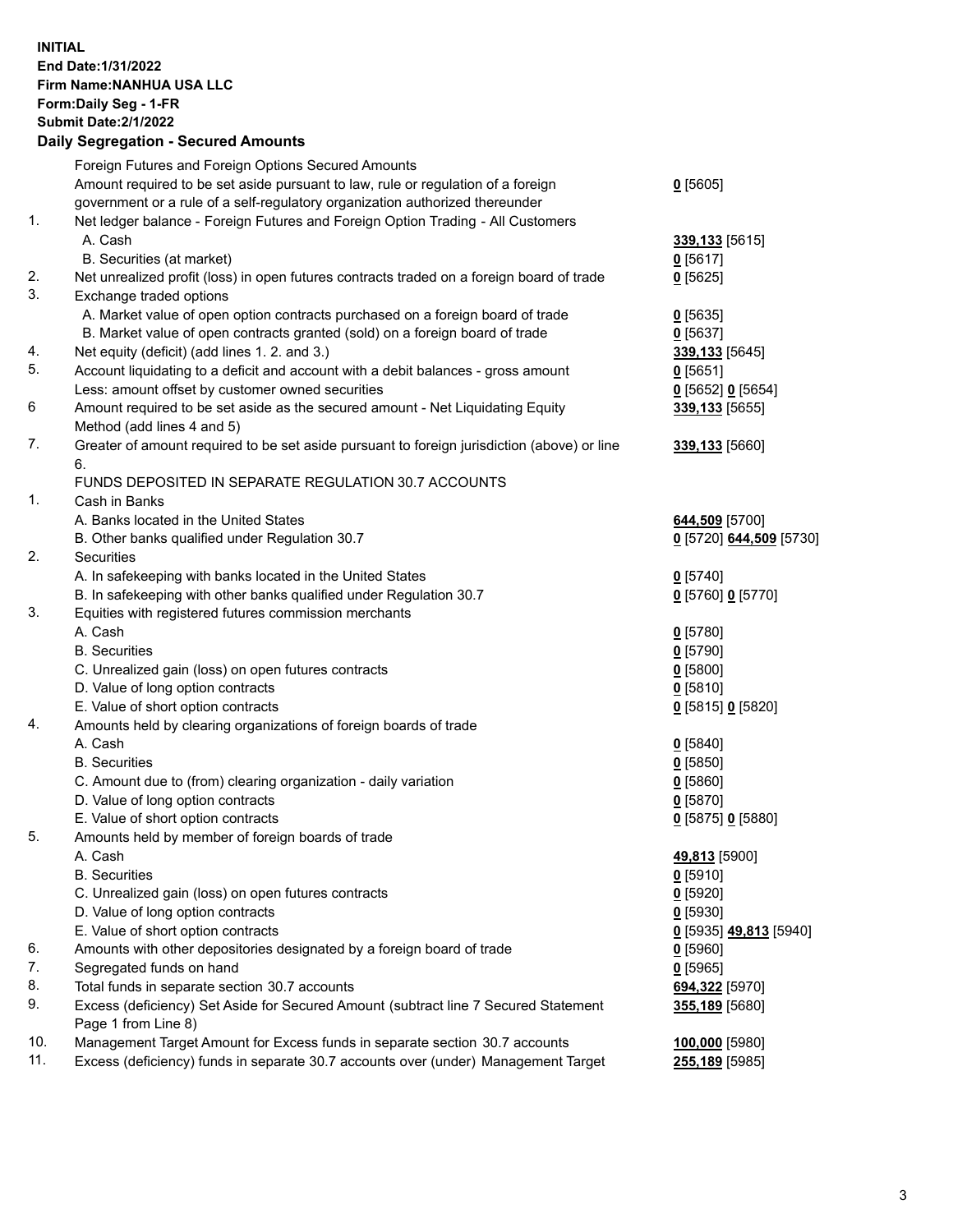**INITIAL**
**End Date:1/31/2022**
**Firm Name:NANHUA USA LLC**
**Form:Daily Seg - 1-FR**
**Submit Date:2/1/2022**

**Daily Segregation - Secured Amounts**

| | | |
|---|---|---|
| | Foreign Futures and Foreign Options Secured Amounts | |
| | Amount required to be set aside pursuant to law, rule or regulation of a foreign government or a rule of a self-regulatory organization authorized thereunder | **0** [5605] |
| 1. | Net ledger balance - Foreign Futures and Foreign Option Trading - All Customers | |
| | A. Cash | **339,133** [5615] |
| | B. Securities (at market) | **0** [5617] |
| 2. | Net unrealized profit (loss) in open futures contracts traded on a foreign board of trade | **0** [5625] |
| 3. | Exchange traded options | |
| | A. Market value of open option contracts purchased on a foreign board of trade | **0** [5635] |
| | B. Market value of open contracts granted (sold) on a foreign board of trade | **0** [5637] |
| 4. | Net equity (deficit) (add lines 1. 2. and 3.) | **339,133** [5645] |
| 5. | Account liquidating to a deficit and account with a debit balances - gross amount | **0** [5651] |
| | Less: amount offset by customer owned securities | **0** [5652] **0** [5654] |
| 6 | Amount required to be set aside as the secured amount - Net Liquidating Equity Method (add lines 4 and 5) | **339,133** [5655] |
| 7. | Greater of amount required to be set aside pursuant to foreign jurisdiction (above) or line 6. | **339,133** [5660] |
| | FUNDS DEPOSITED IN SEPARATE REGULATION 30.7 ACCOUNTS | |
| 1. | Cash in Banks | |
| | A. Banks located in the United States | **644,509** [5700] |
| | B. Other banks qualified under Regulation 30.7 | **0** [5720] **644,509** [5730] |
| 2. | Securities | |
| | A. In safekeeping with banks located in the United States | **0** [5740] |
| | B. In safekeeping with other banks qualified under Regulation 30.7 | **0** [5760] **0** [5770] |
| 3. | Equities with registered futures commission merchants | |
| | A. Cash | **0** [5780] |
| | B. Securities | **0** [5790] |
| | C. Unrealized gain (loss) on open futures contracts | **0** [5800] |
| | D. Value of long option contracts | **0** [5810] |
| | E. Value of short option contracts | **0** [5815] **0** [5820] |
| 4. | Amounts held by clearing organizations of foreign boards of trade | |
| | A. Cash | **0** [5840] |
| | B. Securities | **0** [5850] |
| | C. Amount due to (from) clearing organization - daily variation | **0** [5860] |
| | D. Value of long option contracts | **0** [5870] |
| | E. Value of short option contracts | **0** [5875] **0** [5880] |
| 5. | Amounts held by member of foreign boards of trade | |
| | A. Cash | **49,813** [5900] |
| | B. Securities | **0** [5910] |
| | C. Unrealized gain (loss) on open futures contracts | **0** [5920] |
| | D. Value of long option contracts | **0** [5930] |
| | E. Value of short option contracts | **0** [5935] **49,813** [5940] |
| 6. | Amounts with other depositories designated by a foreign board of trade | **0** [5960] |
| 7. | Segregated funds on hand | **0** [5965] |
| 8. | Total funds in separate section 30.7 accounts | **694,322** [5970] |
| 9. | Excess (deficiency) Set Aside for Secured Amount (subtract line 7 Secured Statement Page 1 from Line 8) | **355,189** [5680] |
| 10. | Management Target Amount for Excess funds in separate section 30.7 accounts | **100,000** [5980] |
| 11. | Excess (deficiency) funds in separate 30.7 accounts over (under) Management Target | **255,189** [5985] |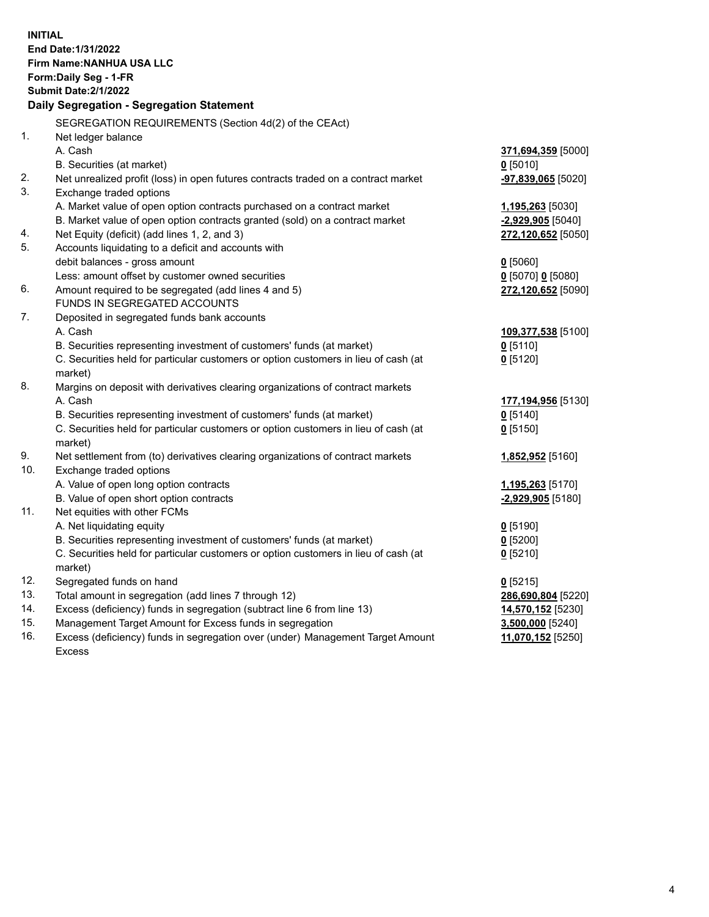**INITIAL**
**End Date:1/31/2022**
**Firm Name:NANHUA USA LLC**
**Form:Daily Seg - 1-FR**
**Submit Date:2/1/2022**

## Daily Segregation - Segregation Statement

| | | |
|---|---|---|
| | SEGREGATION REQUIREMENTS (Section 4d(2) of the CEAct) | |
| 1. | Net ledger balance | |
| | A. Cash | **371,694,359** [5000] |
| | B. Securities (at market) | **0** [5010] |
| 2. | Net unrealized profit (loss) in open futures contracts traded on a contract market | **-97,839,065** [5020] |
| 3. | Exchange traded options | |
| | A. Market value of open option contracts purchased on a contract market | **1,195,263** [5030] |
| | B. Market value of open option contracts granted (sold) on a contract market | **-2,929,905** [5040] |
| 4. | Net Equity (deficit) (add lines 1, 2, and 3) | **272,120,652** [5050] |
| 5. | Accounts liquidating to a deficit and accounts with debit balances - gross amount | **0** [5060] |
| | Less: amount offset by customer owned securities | **0** [5070] **0** [5080] |
| 6. | Amount required to be segregated (add lines 4 and 5) | **272,120,652** [5090] |
| | FUNDS IN SEGREGATED ACCOUNTS | |
| 7. | Deposited in segregated funds bank accounts | |
| | A. Cash | **109,377,538** [5100] |
| | B. Securities representing investment of customers' funds (at market) | **0** [5110] |
| | C. Securities held for particular customers or option customers in lieu of cash (at market) | **0** [5120] |
| 8. | Margins on deposit with derivatives clearing organizations of contract markets | |
| | A. Cash | **177,194,956** [5130] |
| | B. Securities representing investment of customers' funds (at market) | **0** [5140] |
| | C. Securities held for particular customers or option customers in lieu of cash (at market) | **0** [5150] |
| 9. | Net settlement from (to) derivatives clearing organizations of contract markets | **1,852,952** [5160] |
| 10. | Exchange traded options | |
| | A. Value of open long option contracts | **1,195,263** [5170] |
| | B. Value of open short option contracts | **-2,929,905** [5180] |
| 11. | Net equities with other FCMs | |
| | A. Net liquidating equity | **0** [5190] |
| | B. Securities representing investment of customers' funds (at market) | **0** [5200] |
| | C. Securities held for particular customers or option customers in lieu of cash (at market) | **0** [5210] |
| 12. | Segregated funds on hand | **0** [5215] |
| 13. | Total amount in segregation (add lines 7 through 12) | **286,690,804** [5220] |
| 14. | Excess (deficiency) funds in segregation (subtract line 6 from line 13) | **14,570,152** [5230] |
| 15. | Management Target Amount for Excess funds in segregation | **3,500,000** [5240] |
| 16. | Excess (deficiency) funds in segregation over (under) Management Target Amount Excess | **11,070,152** [5250] |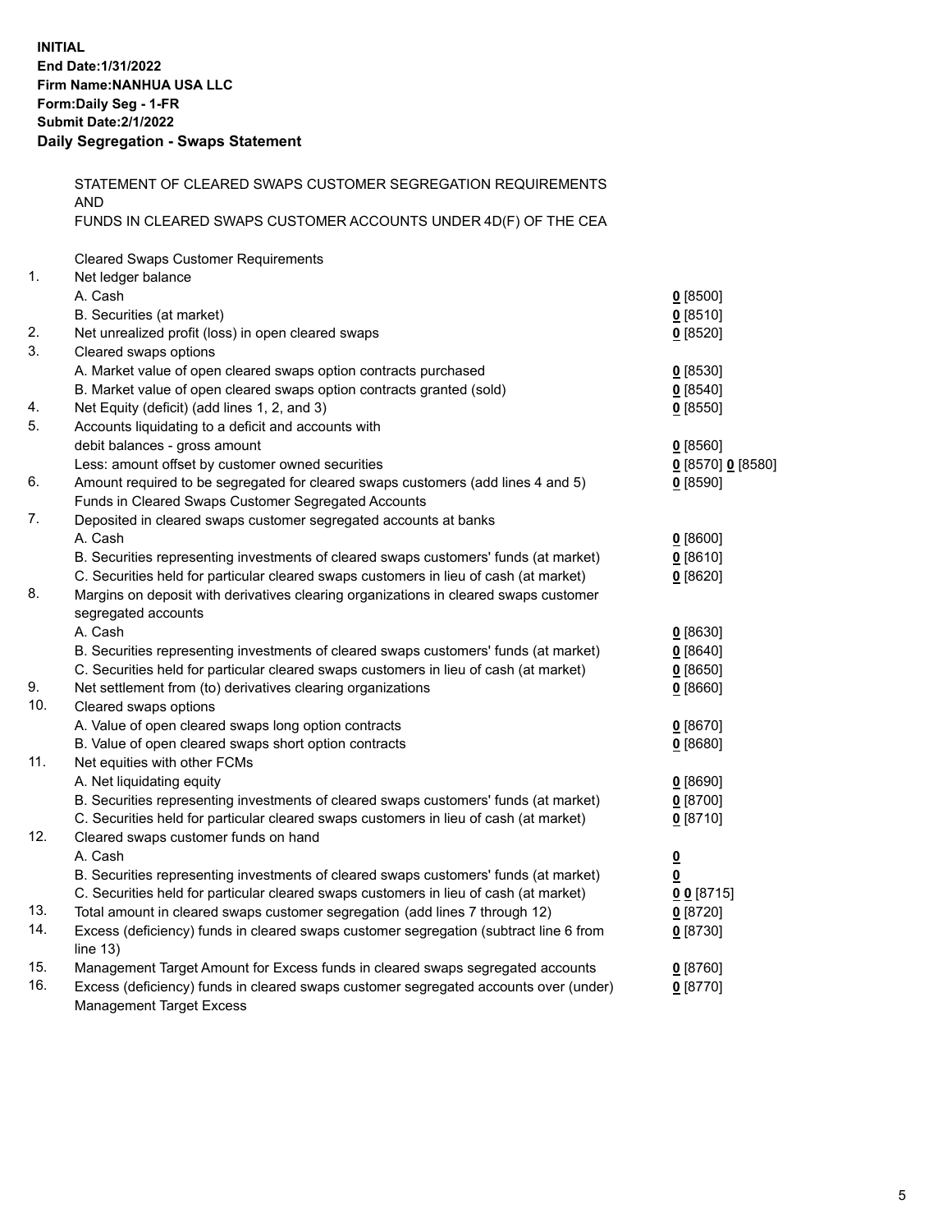**INITIAL**
**End Date:1/31/2022**
**Firm Name:NANHUA USA LLC**
**Form:Daily Seg - 1-FR**
**Submit Date:2/1/2022**
**Daily Segregation - Swaps Statement**

STATEMENT OF CLEARED SWAPS CUSTOMER SEGREGATION REQUIREMENTS AND FUNDS IN CLEARED SWAPS CUSTOMER ACCOUNTS UNDER 4D(F) OF THE CEA

| | | |
|---|---|---|
| | Cleared Swaps Customer Requirements | |
| 1. | Net ledger balance | |
| | A. Cash | 0 [8500] |
| | B. Securities (at market) | 0 [8510] |
| 2. | Net unrealized profit (loss) in open cleared swaps | 0 [8520] |
| 3. | Cleared swaps options | |
| | A. Market value of open cleared swaps option contracts purchased | 0 [8530] |
| | B. Market value of open cleared swaps option contracts granted (sold) | 0 [8540] |
| 4. | Net Equity (deficit) (add lines 1, 2, and 3) | 0 [8550] |
| 5. | Accounts liquidating to a deficit and accounts with debit balances - gross amount | 0 [8560] |
| | Less: amount offset by customer owned securities | 0 [8570] 0 [8580] |
| 6. | Amount required to be segregated for cleared swaps customers (add lines 4 and 5) | 0 [8590] |
| | Funds in Cleared Swaps Customer Segregated Accounts | |
| 7. | Deposited in cleared swaps customer segregated accounts at banks | |
| | A. Cash | 0 [8600] |
| | B. Securities representing investments of cleared swaps customers' funds (at market) | 0 [8610] |
| | C. Securities held for particular cleared swaps customers in lieu of cash (at market) | 0 [8620] |
| 8. | Margins on deposit with derivatives clearing organizations in cleared swaps customer segregated accounts | |
| | A. Cash | 0 [8630] |
| | B. Securities representing investments of cleared swaps customers' funds (at market) | 0 [8640] |
| | C. Securities held for particular cleared swaps customers in lieu of cash (at market) | 0 [8650] |
| 9. | Net settlement from (to) derivatives clearing organizations | 0 [8660] |
| 10. | Cleared swaps options | |
| | A. Value of open cleared swaps long option contracts | 0 [8670] |
| | B. Value of open cleared swaps short option contracts | 0 [8680] |
| 11. | Net equities with other FCMs | |
| | A. Net liquidating equity | 0 [8690] |
| | B. Securities representing investments of cleared swaps customers' funds (at market) | 0 [8700] |
| | C. Securities held for particular cleared swaps customers in lieu of cash (at market) | 0 [8710] |
| 12. | Cleared swaps customer funds on hand | |
| | A. Cash | 0 |
| | B. Securities representing investments of cleared swaps customers' funds (at market) | 0 |
| | C. Securities held for particular cleared swaps customers in lieu of cash (at market) | 0 0 [8715] |
| 13. | Total amount in cleared swaps customer segregation (add lines 7 through 12) | 0 [8720] |
| 14. | Excess (deficiency) funds in cleared swaps customer segregation (subtract line 6 from line 13) | 0 [8730] |
| 15. | Management Target Amount for Excess funds in cleared swaps segregated accounts | 0 [8760] |
| 16. | Excess (deficiency) funds in cleared swaps customer segregated accounts over (under) Management Target Excess | 0 [8770] |